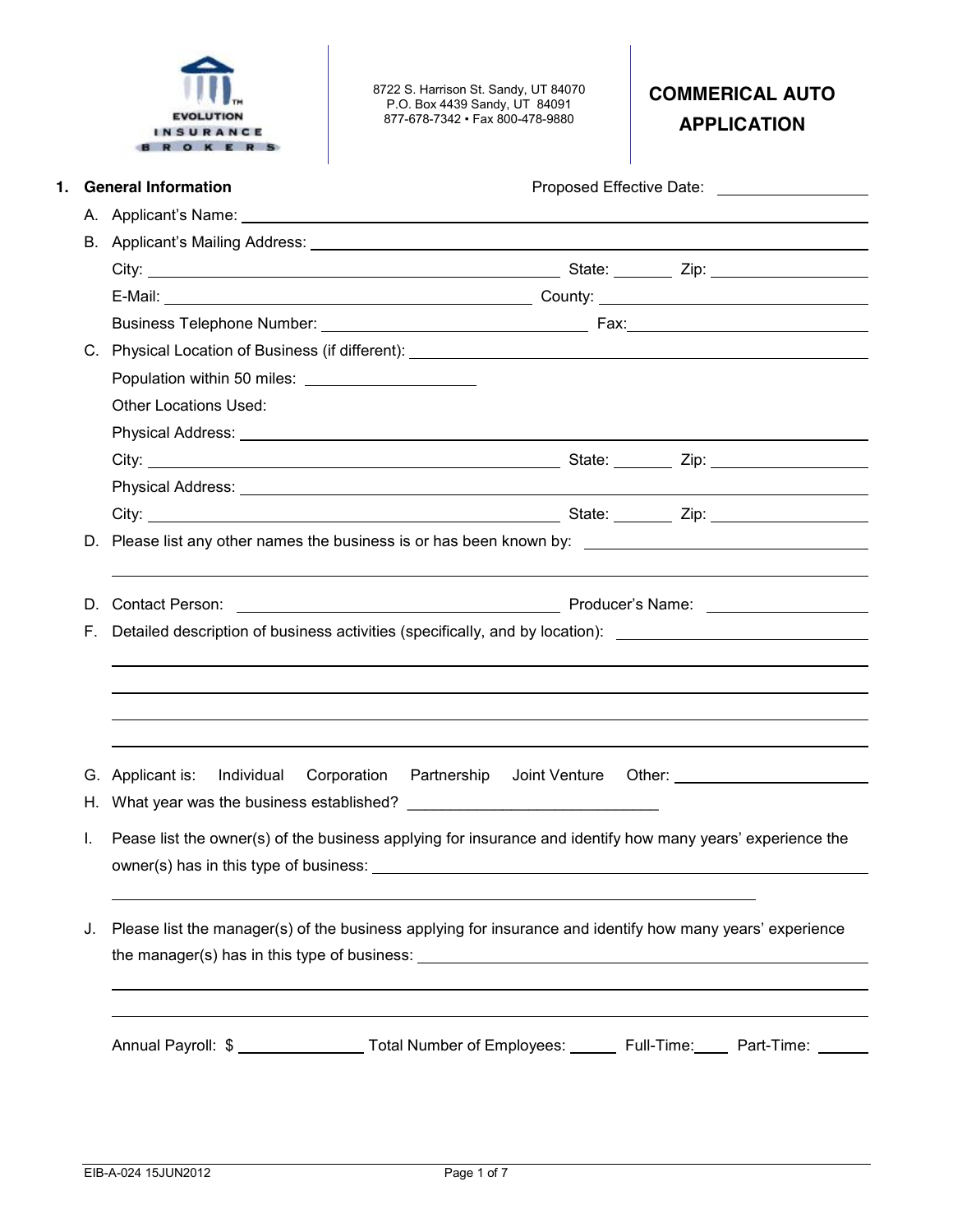EVOLUTION INSURANCE BROKERS

8722 S. Harrison St. Sandy, UT 84070
P.O. Box 4439 Sandy, UT 84091
877-678-7342 • Fax 800-478-9880

# COMMERICAL AUTO APPLICATION

## 1. General Information

Proposed Effective Date: ____________

A. Applicant's Name: ____________

B. Applicant's Mailing Address: ____________

City: ____________ State: ______ Zip: ____________

E-Mail: ____________ County: ____________

Business Telephone Number: ____________ Fax: ____________

C. Physical Location of Business (if different): ____________

Population within 50 miles: ____________

Other Locations Used:

Physical Address: ____________

City: ____________ State: ______ Zip: ____________

Physical Address: ____________

City: ____________ State: ______ Zip: ____________

D. Please list any other names the business is or has been known by: ____________

____________

D. Contact Person: ____________ Producer's Name: ____________

F. Detailed description of business activities (specifically, and by location): ____________

____________

____________

____________

____________

G. Applicant is: Individual Corporation Partnership Joint Venture Other: ____________

H. What year was the business established? ____________

I. Pease list the owner(s) of the business applying for insurance and identify how many years' experience the owner(s) has in this type of business: ____________

____________

J. Please list the manager(s) of the business applying for insurance and identify how many years' experience the manager(s) has in this type of business: ____________

____________

____________

Annual Payroll: $ ____________ Total Number of Employees: ______ Full-Time: ______ Part-Time: ______

EIB-A-024 15JUN2012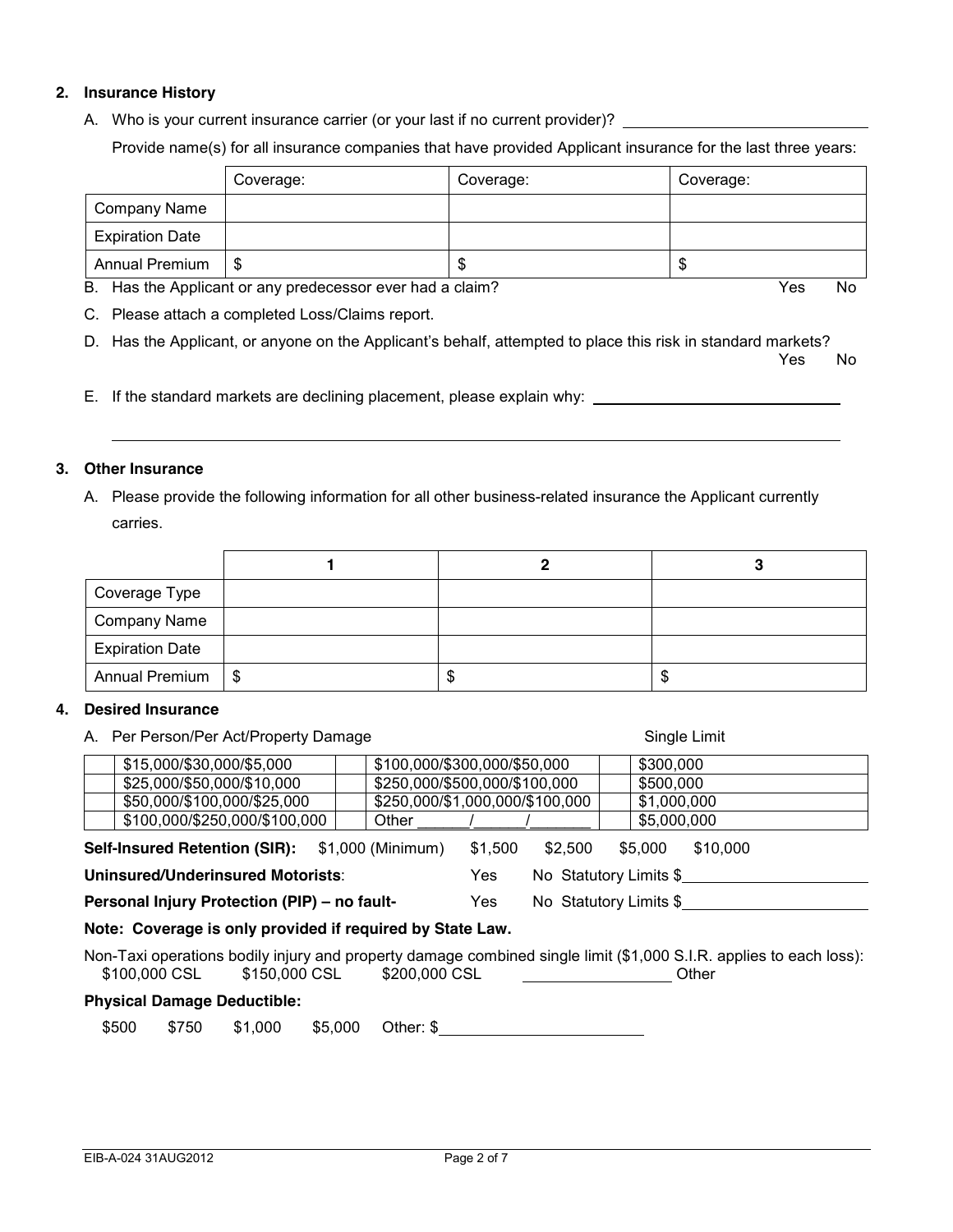**2. Insurance History**

A. Who is your current insurance carrier (or your last if no current provider)? ______________________________

Provide name(s) for all insurance companies that have provided Applicant insurance for the last three years:

| | Coverage: | Coverage: | Coverage: |
|---|---|---|---|
| Company Name | | | |
| Expiration Date | | | |
| Annual Premium | $ | $ | $ |

B. Has the Applicant or any predecessor ever had a claim? Yes No

C. Please attach a completed Loss/Claims report.

D. Has the Applicant, or anyone on the Applicant's behalf, attempted to place this risk in standard markets? Yes No

E. If the standard markets are declining placement, please explain why: ______________________________

______________________________________________________________________________

**3. Other Insurance**

A. Please provide the following information for all other business-related insurance the Applicant currently carries.

| | 1 | 2 | 3 |
|---|---|---|---|
| Coverage Type | | | |
| Company Name | | | |
| Expiration Date | | | |
| Annual Premium | $ | $ | $ |

**4. Desired Insurance**

A. Per Person/Per Act/Property Damage Single Limit

| | | | | | |
|---|---|---|---|---|---|
| | $15,000/$30,000/$5,000 | | $100,000/$300,000/$50,000 | | $300,000 |
| | $25,000/$50,000/$10,000 | | $250,000/$500,000/$100,000 | | $500,000 |
| | $50,000/$100,000/$25,000 | | $250,000/$1,000,000/$100,000 | | $1,000,000 |
| | $100,000/$250,000/$100,000 | | Other ______/______/_______ | | $5,000,000 |

**Self-Insured Retention (SIR):** $1,000 (Minimum) $1,500 $2,500 $5,000 $10,000

**Uninsured/Underinsured Motorists**: Yes No Statutory Limits $____________________

**Personal Injury Protection (PIP) – no fault-** Yes No Statutory Limits $____________________

**Note: Coverage is only provided if required by State Law.**

Non-Taxi operations bodily injury and property damage combined single limit ($1,000 S.I.R. applies to each loss):
$100,000 CSL $150,000 CSL $200,000 CSL ________________ Other

**Physical Damage Deductible:**

$500 $750 $1,000 $5,000 Other: $____________________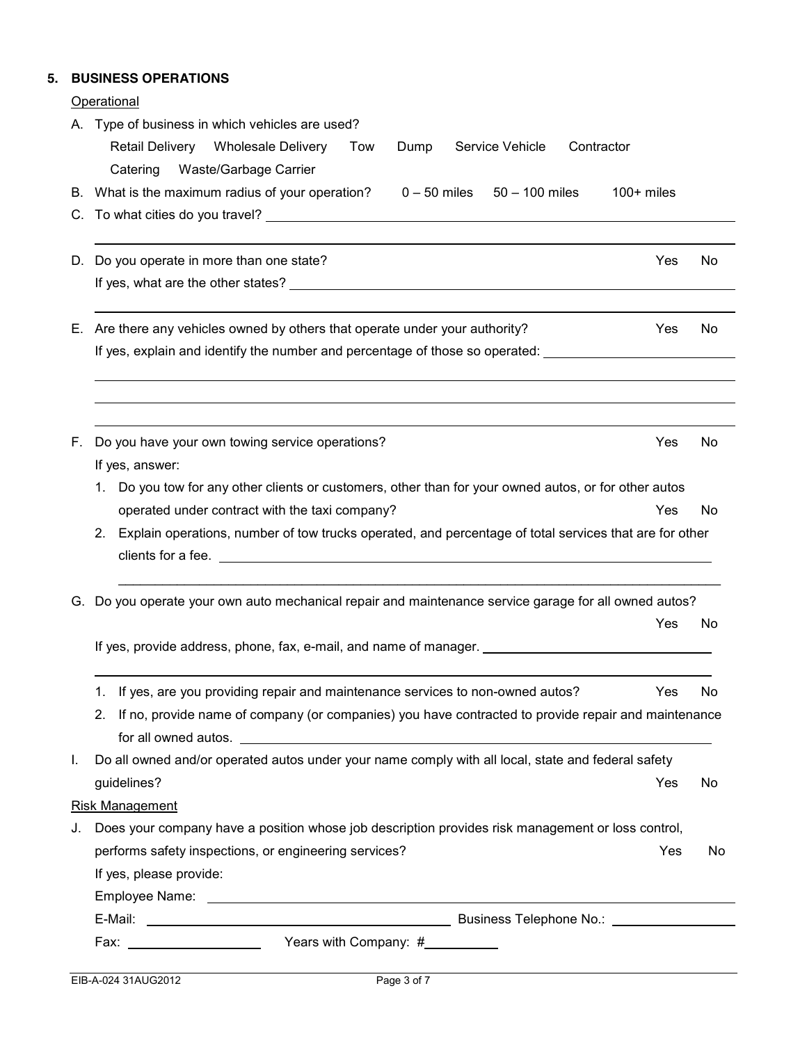## 5. BUSINESS OPERATIONS

Operational

A. Type of business in which vehicles are used?

Retail Delivery   Wholesale Delivery   Tow   Dump   Service Vehicle   Contractor

Catering   Waste/Garbage Carrier

B. What is the maximum radius of your operation?   0 – 50 miles   50 – 100 miles   100+ miles

C. To what cities do you travel? ____________________________________________

____________________________________________

D. Do you operate in more than one state? Yes No

If yes, what are the other states? ____________________________________________

____________________________________________

E. Are there any vehicles owned by others that operate under your authority? Yes No

If yes, explain and identify the number and percentage of those so operated: ____________________

____________________________________________

____________________________________________

____________________________________________

F. Do you have your own towing service operations? Yes No

If yes, answer:

1. Do you tow for any other clients or customers, other than for your owned autos, or for other autos operated under contract with the taxi company? Yes No
2. Explain operations, number of tow trucks operated, and percentage of total services that are for other clients for a fee. ____________________________________________

____________________________________________

G. Do you operate your own auto mechanical repair and maintenance service garage for all owned autos? Yes No

If yes, provide address, phone, fax, e-mail, and name of manager. ____________________

____________________________________________

1. If yes, are you providing repair and maintenance services to non-owned autos? Yes No
2. If no, provide name of company (or companies) you have contracted to provide repair and maintenance for all owned autos. ____________________________________________

I. Do all owned and/or operated autos under your name comply with all local, state and federal safety guidelines? Yes No

Risk Management

J. Does your company have a position whose job description provides risk management or loss control, performs safety inspections, or engineering services? Yes No

If yes, please provide:

Employee Name: ____________________________________________

E-Mail: ______________________ Business Telephone No.: ______________________

Fax: ______________ Years with Company: #__________

EIB-A-024 31AUG2012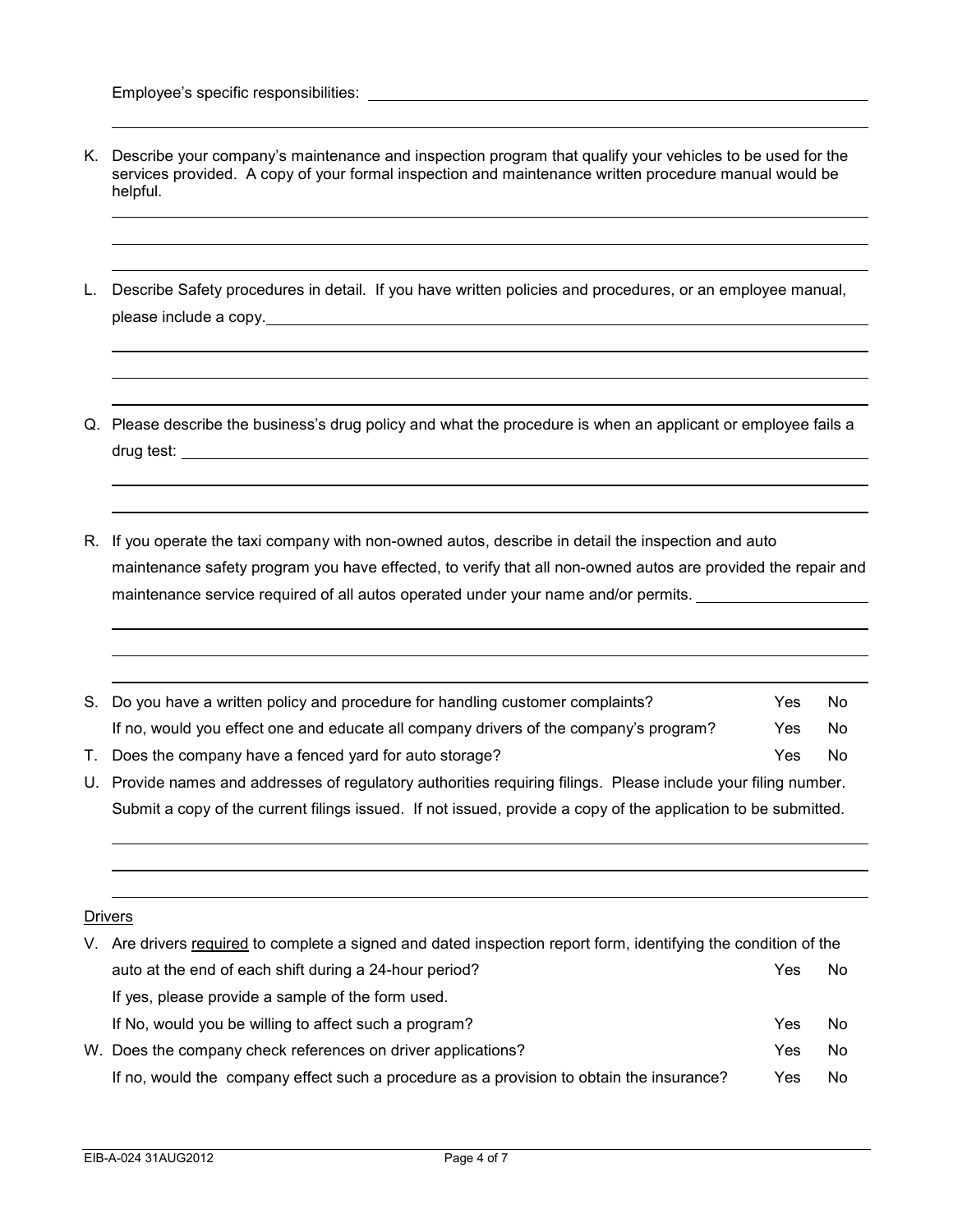Employee's specific responsibilities: ______________________________________________

K. Describe your company's maintenance and inspection program that qualify your vehicles to be used for the services provided. A copy of your formal inspection and maintenance written procedure manual would be helpful.

L. Describe Safety procedures in detail. If you have written policies and procedures, or an employee manual, please include a copy. ______________________________________________

Q. Please describe the business's drug policy and what the procedure is when an applicant or employee fails a drug test: ______________________________________________

R. If you operate the taxi company with non-owned autos, describe in detail the inspection and auto maintenance safety program you have effected, to verify that all non-owned autos are provided the repair and maintenance service required of all autos operated under your name and/or permits. ______________________________________________

S. Do you have a written policy and procedure for handling customer complaints? Yes No

 If no, would you effect one and educate all company drivers of the company's program? Yes No

T. Does the company have a fenced yard for auto storage? Yes No

U. Provide names and addresses of regulatory authorities requiring filings. Please include your filing number. Submit a copy of the current filings issued. If not issued, provide a copy of the application to be submitted.

## Drivers

V. Are drivers required to complete a signed and dated inspection report form, identifying the condition of the auto at the end of each shift during a 24-hour period? Yes No

 If yes, please provide a sample of the form used.

 If No, would you be willing to affect such a program? Yes No

W. Does the company check references on driver applications? Yes No

 If no, would the company effect such a procedure as a provision to obtain the insurance? Yes No

EIB-A-024 31AUG2012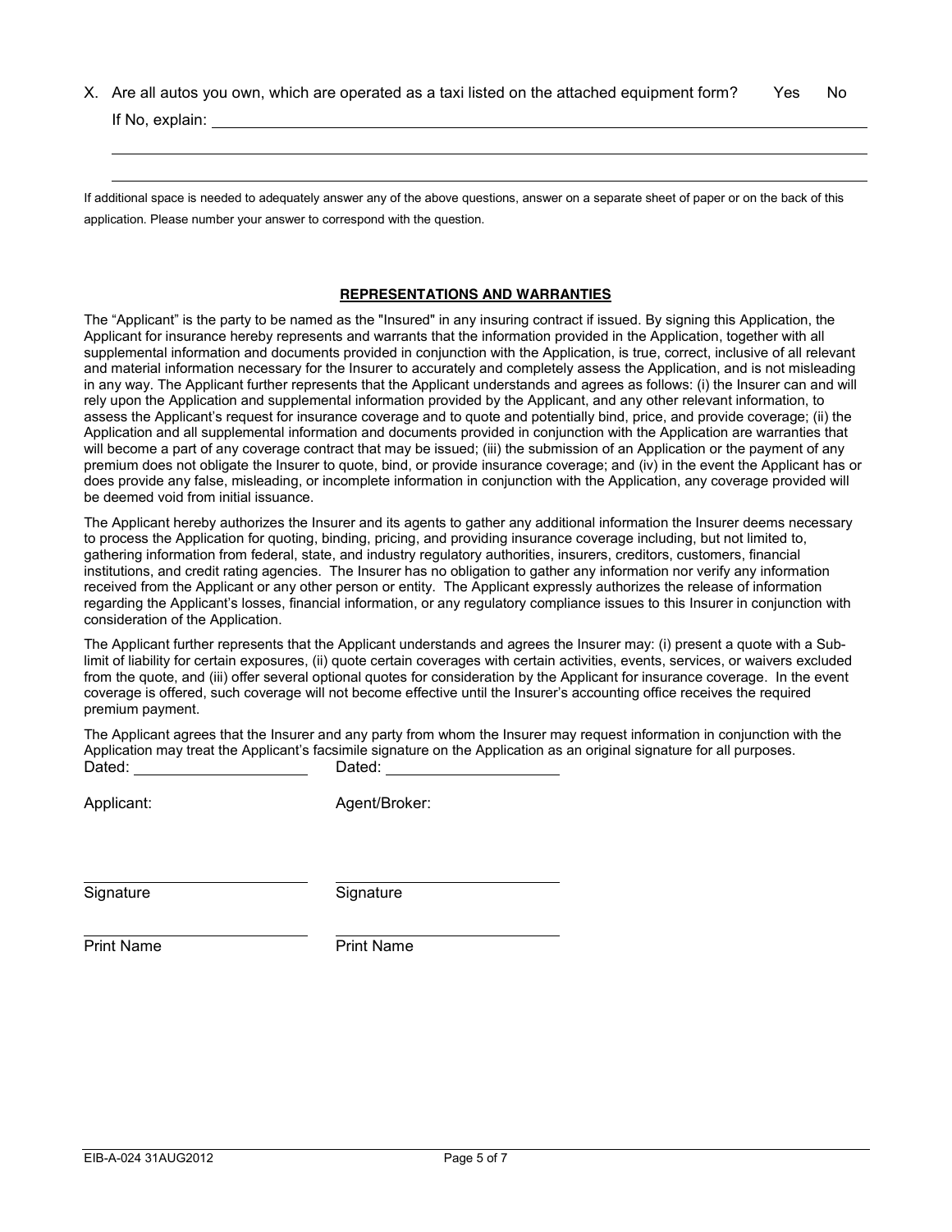X. Are all autos you own, which are operated as a taxi listed on the attached equipment form? Yes No

If No, explain: ______________________________________________________________

______________________________________________________________

______________________________________________________________

If additional space is needed to adequately answer any of the above questions, answer on a separate sheet of paper or on the back of this application. Please number your answer to correspond with the question.

## REPRESENTATIONS AND WARRANTIES

The "Applicant" is the party to be named as the "Insured" in any insuring contract if issued. By signing this Application, the Applicant for insurance hereby represents and warrants that the information provided in the Application, together with all supplemental information and documents provided in conjunction with the Application, is true, correct, inclusive of all relevant and material information necessary for the Insurer to accurately and completely assess the Application, and is not misleading in any way. The Applicant further represents that the Applicant understands and agrees as follows: (i) the Insurer can and will rely upon the Application and supplemental information provided by the Applicant, and any other relevant information, to assess the Applicant's request for insurance coverage and to quote and potentially bind, price, and provide coverage; (ii) the Application and all supplemental information and documents provided in conjunction with the Application are warranties that will become a part of any coverage contract that may be issued; (iii) the submission of an Application or the payment of any premium does not obligate the Insurer to quote, bind, or provide insurance coverage; and (iv) in the event the Applicant has or does provide any false, misleading, or incomplete information in conjunction with the Application, any coverage provided will be deemed void from initial issuance.

The Applicant hereby authorizes the Insurer and its agents to gather any additional information the Insurer deems necessary to process the Application for quoting, binding, pricing, and providing insurance coverage including, but not limited to, gathering information from federal, state, and industry regulatory authorities, insurers, creditors, customers, financial institutions, and credit rating agencies. The Insurer has no obligation to gather any information nor verify any information received from the Applicant or any other person or entity. The Applicant expressly authorizes the release of information regarding the Applicant's losses, financial information, or any regulatory compliance issues to this Insurer in conjunction with consideration of the Application.

The Applicant further represents that the Applicant understands and agrees the Insurer may: (i) present a quote with a Sub-limit of liability for certain exposures, (ii) quote certain coverages with certain activities, events, services, or waivers excluded from the quote, and (iii) offer several optional quotes for consideration by the Applicant for insurance coverage. In the event coverage is offered, such coverage will not become effective until the Insurer's accounting office receives the required premium payment.

The Applicant agrees that the Insurer and any party from whom the Insurer may request information in conjunction with the Application may treat the Applicant's facsimile signature on the Application as an original signature for all purposes.

| | |
|---|---|
| Dated: ____________________ | Dated: ____________________ |
| Applicant: | Agent/Broker: |
| ____________________ | ____________________ |
| Signature | Signature |
| ____________________ | ____________________ |
| Print Name | Print Name |

EIB-A-024 31AUG2012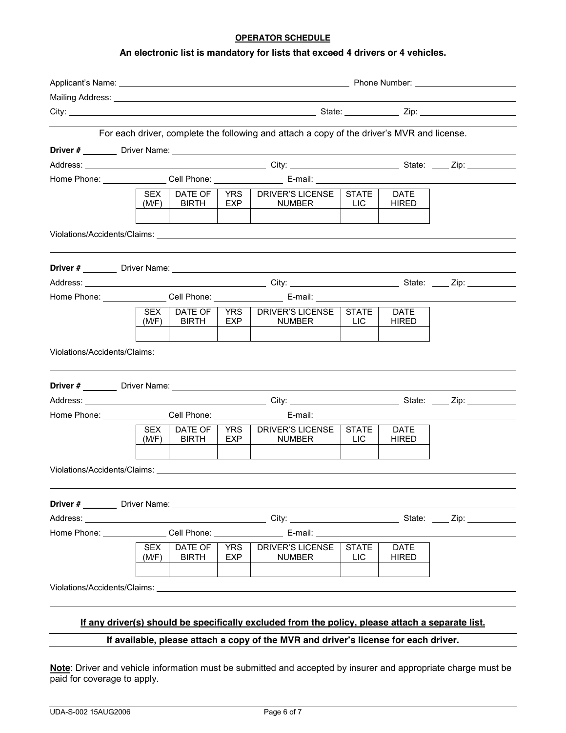## OPERATOR SCHEDULE

**An electronic list is mandatory for lists that exceed 4 drivers or 4 vehicles.**

Applicant's Name: ______________________________ Phone Number: ______________

Mailing Address: ______________________________

City: ______________________________ State: __________ Zip: ______________

For each driver, complete the following and attach a copy of the driver's MVR and license.

**Driver #** ______ Driver Name: ______________________________

Address: ______________________ City: ______________ State: ____ Zip: ________

Home Phone: __________ Cell Phone: __________ E-mail: ______________________

| SEX (M/F) | DATE OF BIRTH | YRS EXP | DRIVER'S LICENSE NUMBER | STATE LIC | DATE HIRED |
|---|---|---|---|---|---|
| | | | | | |

Violations/Accidents/Claims: ______________________________

**Driver #** ______ Driver Name: ______________________________

Address: ______________________ City: ______________ State: ____ Zip: ________

Home Phone: __________ Cell Phone: __________ E-mail: ______________________

| SEX (M/F) | DATE OF BIRTH | YRS EXP | DRIVER'S LICENSE NUMBER | STATE LIC | DATE HIRED |
|---|---|---|---|---|---|
| | | | | | |

Violations/Accidents/Claims: ______________________________

**Driver #** ______ Driver Name: ______________________________

Address: ______________________ City: ______________ State: ____ Zip: ________

Home Phone: __________ Cell Phone: __________ E-mail: ______________________

| SEX (M/F) | DATE OF BIRTH | YRS EXP | DRIVER'S LICENSE NUMBER | STATE LIC | DATE HIRED |
|---|---|---|---|---|---|
| | | | | | |

Violations/Accidents/Claims: ______________________________

**Driver #** ______ Driver Name: ______________________________

Address: ______________________ City: ______________ State: ____ Zip: ________

Home Phone: __________ Cell Phone: __________ E-mail: ______________________

| SEX (M/F) | DATE OF BIRTH | YRS EXP | DRIVER'S LICENSE NUMBER | STATE LIC | DATE HIRED |
|---|---|---|---|---|---|
| | | | | | |

Violations/Accidents/Claims: ______________________________

**If any driver(s) should be specifically excluded from the policy, please attach a separate list.**

**If available, please attach a copy of the MVR and driver's license for each driver.**

**Note**: Driver and vehicle information must be submitted and accepted by insurer and appropriate charge must be paid for coverage to apply.

UDA-S-002 15AUG2006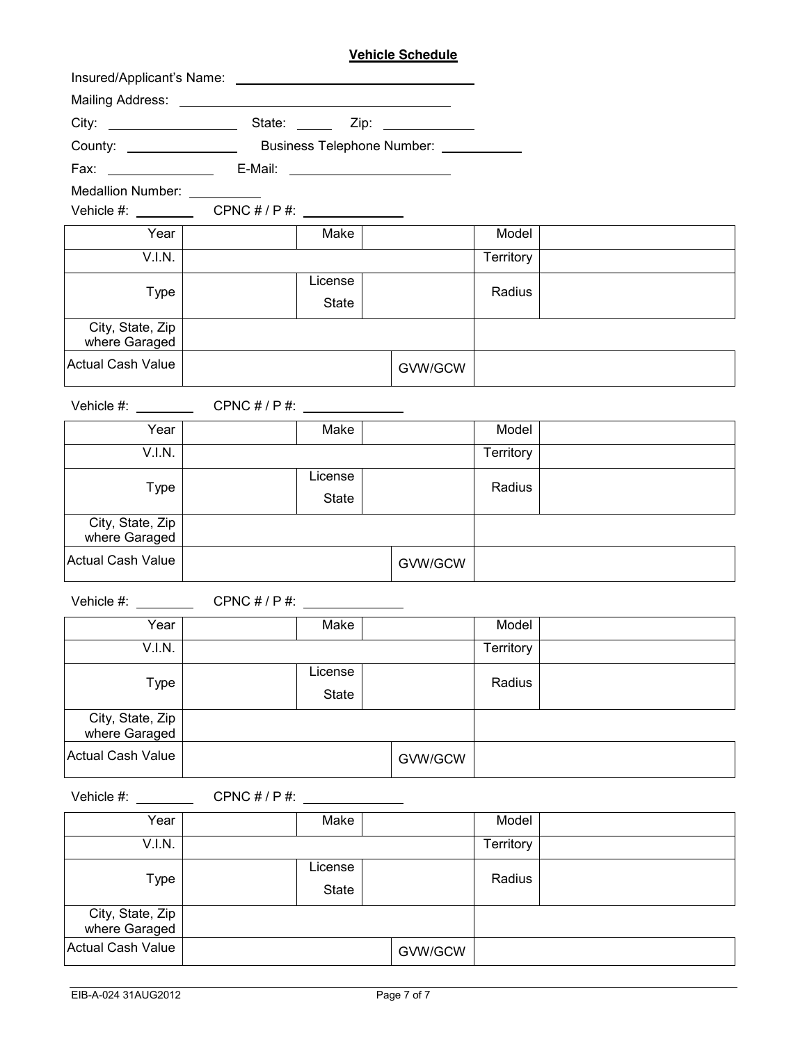## Vehicle Schedule

Insured/Applicant's Name: ______________________

Mailing Address: ______________________

City: ______________ State: ______ Zip: ______________

County: ______________ Business Telephone Number: ______________

Fax: ______________ E-Mail: ______________________

Medallion Number: ______________

Vehicle #: __________ CPNC # / P #: ______________

| | | | | | |
|---|---|---|---|---|---|
| Year | | Make | | Model | |
| V.I.N. | | | | Territory | |
| Type | | License State | | Radius | |
| City, State, Zip where Garaged | | | | | |
| Actual Cash Value | | | GVW/GCW | | |

Vehicle #: __________ CPNC # / P #: ______________

| | | | | | |
|---|---|---|---|---|---|
| Year | | Make | | Model | |
| V.I.N. | | | | Territory | |
| Type | | License State | | Radius | |
| City, State, Zip where Garaged | | | | | |
| Actual Cash Value | | | GVW/GCW | | |

Vehicle #: __________ CPNC # / P #: ______________

| | | | | | |
|---|---|---|---|---|---|
| Year | | Make | | Model | |
| V.I.N. | | | | Territory | |
| Type | | License State | | Radius | |
| City, State, Zip where Garaged | | | | | |
| Actual Cash Value | | | GVW/GCW | | |

Vehicle #: __________ CPNC # / P #: ______________

| | | | | | |
|---|---|---|---|---|---|
| Year | | Make | | Model | |
| V.I.N. | | | | Territory | |
| Type | | License State | | Radius | |
| City, State, Zip where Garaged | | | | | |
| Actual Cash Value | | | GVW/GCW | | |

EIB-A-024 31AUG2012